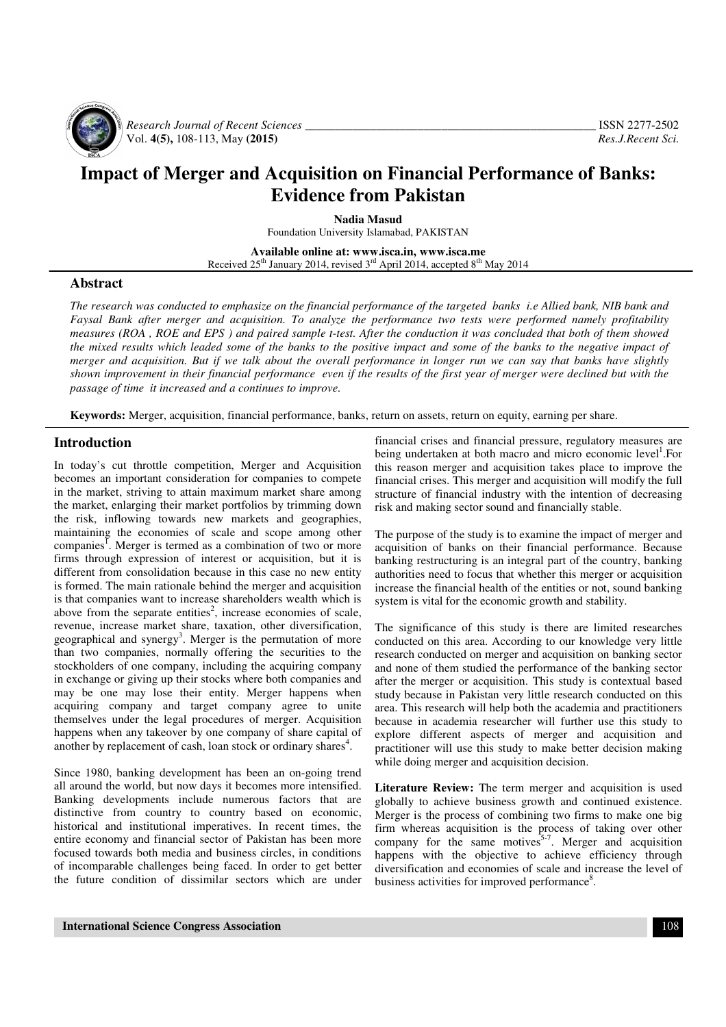# Impact of Merger and Acquisition on Financial Performance of Banks: Evidence from Pakistan

**Nadia Masud**
Foundation University Islamabad, PAKISTAN

**Available online at: www.isca.in, www.isca.me**
Received 25th January 2014, revised 3rd April 2014, accepted 8th May 2014

## Abstract

*The research was conducted to emphasize on the financial performance of the targeted banks i.e Allied bank, NIB bank and Faysal Bank after merger and acquisition. To analyze the performance two tests were performed namely profitability measures (ROA , ROE and EPS ) and paired sample t-test. After the conduction it was concluded that both of them showed the mixed results which leaded some of the banks to the positive impact and some of the banks to the negative impact of merger and acquisition. But if we talk about the overall performance in longer run we can say that banks have slightly shown improvement in their financial performance even if the results of the first year of merger were declined but with the passage of time it increased and a continues to improve.*

**Keywords:** Merger, acquisition, financial performance, banks, return on assets, return on equity, earning per share.

## Introduction

In today's cut throttle competition, Merger and Acquisition becomes an important consideration for companies to compete in the market, striving to attain maximum market share among the market, enlarging their market portfolios by trimming down the risk, inflowing towards new markets and geographies, maintaining the economies of scale and scope among other companies[1]. Merger is termed as a combination of two or more firms through expression of interest or acquisition, but it is different from consolidation because in this case no new entity is formed. The main rationale behind the merger and acquisition is that companies want to increase shareholders wealth which is above from the separate entities[2], increase economies of scale, revenue, increase market share, taxation, other diversification, geographical and synergy[3]. Merger is the permutation of more than two companies, normally offering the securities to the stockholders of one company, including the acquiring company in exchange or giving up their stocks where both companies and may be one may lose their entity. Merger happens when acquiring company and target company agree to unite themselves under the legal procedures of merger. Acquisition happens when any takeover by one company of share capital of another by replacement of cash, loan stock or ordinary shares[4].

Since 1980, banking development has been an on-going trend all around the world, but now days it becomes more intensified. Banking developments include numerous factors that are distinctive from country to country based on economic, historical and institutional imperatives. In recent times, the entire economy and financial sector of Pakistan has been more focused towards both media and business circles, in conditions of incomparable challenges being faced. In order to get better the future condition of dissimilar sectors which are under financial crises and financial pressure, regulatory measures are being undertaken at both macro and micro economic level[1]. For this reason merger and acquisition takes place to improve the financial crises. This merger and acquisition will modify the full structure of financial industry with the intention of decreasing risk and making sector sound and financially stable.

The purpose of the study is to examine the impact of merger and acquisition of banks on their financial performance. Because banking restructuring is an integral part of the country, banking authorities need to focus that whether this merger or acquisition increase the financial health of the entities or not, sound banking system is vital for the economic growth and stability.

The significance of this study is there are limited researches conducted on this area. According to our knowledge very little research conducted on merger and acquisition on banking sector and none of them studied the performance of the banking sector after the merger or acquisition. This study is contextual based study because in Pakistan very little research conducted on this area. This research will help both the academia and practitioners because in academia researcher will further use this study to explore different aspects of merger and acquisition and practitioner will use this study to make better decision making while doing merger and acquisition decision.

**Literature Review:** The term merger and acquisition is used globally to achieve business growth and continued existence. Merger is the process of combining two firms to make one big firm whereas acquisition is the process of taking over other company for the same motives[5-7]. Merger and acquisition happens with the objective to achieve efficiency through diversification and economies of scale and increase the level of business activities for improved performance[8].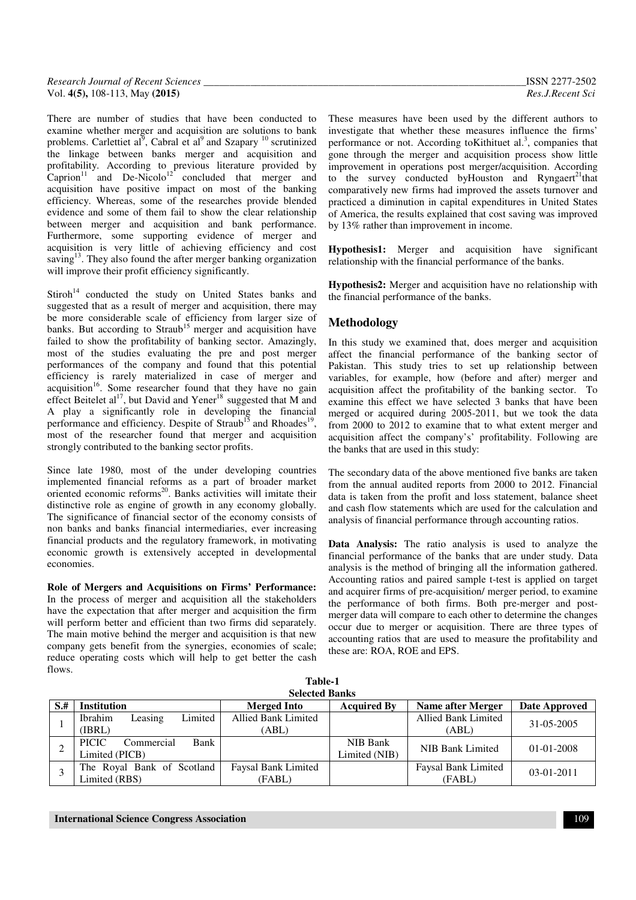There are number of studies that have been conducted to examine whether merger and acquisition are solutions to bank problems. Carlettiet al[9], Cabral et al[9] and Szapary [10] scrutinized the linkage between banks merger and acquisition and profitability. According to previous literature provided by Caprion[11] and De-Nicolo[12] concluded that merger and acquisition have positive impact on most of the banking efficiency. Whereas, some of the researches provide blended evidence and some of them fail to show the clear relationship between merger and acquisition and bank performance. Furthermore, some supporting evidence of merger and acquisition is very little of achieving efficiency and cost saving[13]. They also found the after merger banking organization will improve their profit efficiency significantly.

Stiroh[14] conducted the study on United States banks and suggested that as a result of merger and acquisition, there may be more considerable scale of efficiency from larger size of banks. But according to Straub[15] merger and acquisition have failed to show the profitability of banking sector. Amazingly, most of the studies evaluating the pre and post merger performances of the company and found that this potential efficiency is rarely materialized in case of merger and acquisition[16]. Some researcher found that they have no gain effect Beitelet al[17], but David and Yener[18] suggested that M and A play a significantly role in developing the financial performance and efficiency. Despite of Straub[15] and Rhoades[19], most of the researcher found that merger and acquisition strongly contributed to the banking sector profits.

Since late 1980, most of the under developing countries implemented financial reforms as a part of broader market oriented economic reforms[20]. Banks activities will imitate their distinctive role as engine of growth in any economy globally. The significance of financial sector of the economy consists of non banks and banks financial intermediaries, ever increasing financial products and the regulatory framework, in motivating economic growth is extensively accepted in developmental economies.

**Role of Mergers and Acquisitions on Firms' Performance:** In the process of merger and acquisition all the stakeholders have the expectation that after merger and acquisition the firm will perform better and efficient than two firms did separately. The main motive behind the merger and acquisition is that new company gets benefit from the synergies, economies of scale; reduce operating costs which will help to get better the cash flows.

These measures have been used by the different authors to investigate that whether these measures influence the firms' performance or not. According toKithituet al.[3], companies that gone through the merger and acquisition process show little improvement in operations post merger/acquisition. According to the survey conducted byHouston and Ryngaert[21]that comparatively new firms had improved the assets turnover and practiced a diminution in capital expenditures in United States of America, the results explained that cost saving was improved by 13% rather than improvement in income.

**Hypothesis1:** Merger and acquisition have significant relationship with the financial performance of the banks.

**Hypothesis2:** Merger and acquisition have no relationship with the financial performance of the banks.

## Methodology

In this study we examined that, does merger and acquisition affect the financial performance of the banking sector of Pakistan. This study tries to set up relationship between variables, for example, how (before and after) merger and acquisition affect the profitability of the banking sector. To examine this effect we have selected 3 banks that have been merged or acquired during 2005-2011, but we took the data from 2000 to 2012 to examine that to what extent merger and acquisition affect the company's' profitability. Following are the banks that are used in this study:

The secondary data of the above mentioned five banks are taken from the annual audited reports from 2000 to 2012. Financial data is taken from the profit and loss statement, balance sheet and cash flow statements which are used for the calculation and analysis of financial performance through accounting ratios.

**Data Analysis:** The ratio analysis is used to analyze the financial performance of the banks that are under study. Data analysis is the method of bringing all the information gathered. Accounting ratios and paired sample t-test is applied on target and acquirer firms of pre-acquisition/ merger period, to examine the performance of both firms. Both pre-merger and post-merger data will compare to each other to determine the changes occur due to merger or acquisition. There are three types of accounting ratios that are used to measure the profitability and these are: ROA, ROE and EPS.

**Table-1**
**Selected Banks**

| S.# | Institution | Merged Into | Acquired By | Name after Merger | Date Approved |
|---|---|---|---|---|---|
| 1 | Ibrahim Leasing Limited (IBRL) | Allied Bank Limited (ABL) | | Allied Bank Limited (ABL) | 31-05-2005 |
| 2 | PICIC Commercial Bank Limited (PICB) | | NIB Bank Limited (NIB) | NIB Bank Limited | 01-01-2008 |
| 3 | The Royal Bank of Scotland Limited (RBS) | Faysal Bank Limited (FABL) | | Faysal Bank Limited (FABL) | 03-01-2011 |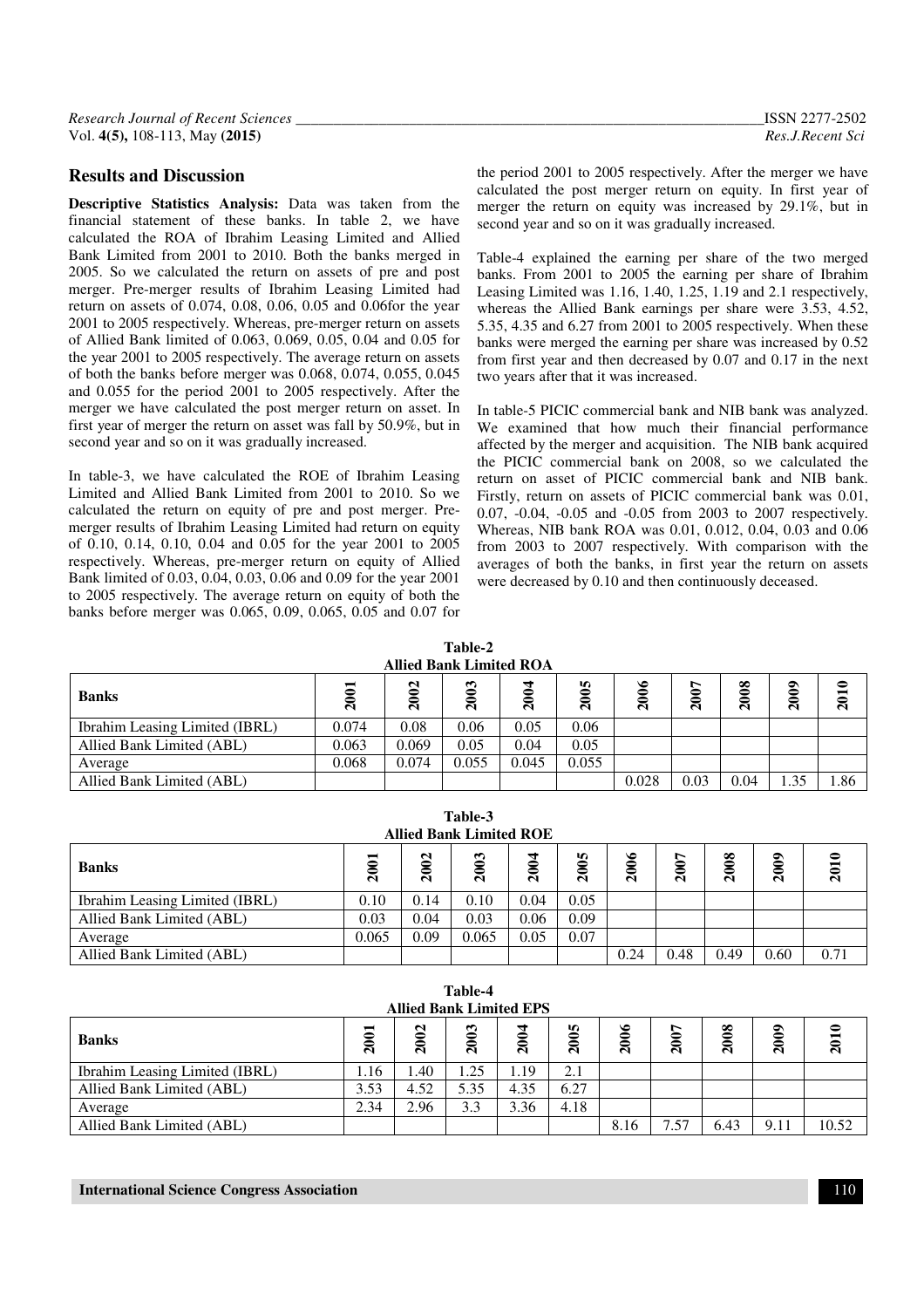## Results and Discussion

**Descriptive Statistics Analysis:** Data was taken from the financial statement of these banks. In table 2, we have calculated the ROA of Ibrahim Leasing Limited and Allied Bank Limited from 2001 to 2010. Both the banks merged in 2005. So we calculated the return on assets of pre and post merger. Pre-merger results of Ibrahim Leasing Limited had return on assets of 0.074, 0.08, 0.06, 0.05 and 0.06for the year 2001 to 2005 respectively. Whereas, pre-merger return on assets of Allied Bank limited of 0.063, 0.069, 0.05, 0.04 and 0.05 for the year 2001 to 2005 respectively. The average return on assets of both the banks before merger was 0.068, 0.074, 0.055, 0.045 and 0.055 for the period 2001 to 2005 respectively. After the merger we have calculated the post merger return on asset. In first year of merger the return on asset was fall by 50.9%, but in second year and so on it was gradually increased.

In table-3, we have calculated the ROE of Ibrahim Leasing Limited and Allied Bank Limited from 2001 to 2010. So we calculated the return on equity of pre and post merger. Pre-merger results of Ibrahim Leasing Limited had return on equity of 0.10, 0.14, 0.10, 0.04 and 0.05 for the year 2001 to 2005 respectively. Whereas, pre-merger return on equity of Allied Bank limited of 0.03, 0.04, 0.03, 0.06 and 0.09 for the year 2001 to 2005 respectively. The average return on equity of both the banks before merger was 0.065, 0.09, 0.065, 0.05 and 0.07 for the period 2001 to 2005 respectively. After the merger we have calculated the post merger return on equity. In first year of merger the return on equity was increased by 29.1%, but in second year and so on it was gradually increased.

Table-4 explained the earning per share of the two merged banks. From 2001 to 2005 the earning per share of Ibrahim Leasing Limited was 1.16, 1.40, 1.25, 1.19 and 2.1 respectively, whereas the Allied Bank earnings per share were 3.53, 4.52, 5.35, 4.35 and 6.27 from 2001 to 2005 respectively. When these banks were merged the earning per share was increased by 0.52 from first year and then decreased by 0.07 and 0.17 in the next two years after that it was increased.

In table-5 PICIC commercial bank and NIB bank was analyzed. We examined that how much their financial performance affected by the merger and acquisition. The NIB bank acquired the PICIC commercial bank on 2008, so we calculated the return on asset of PICIC commercial bank and NIB bank. Firstly, return on assets of PICIC commercial bank was 0.01, 0.07, -0.04, -0.05 and -0.05 from 2003 to 2007 respectively. Whereas, NIB bank ROA was 0.01, 0.012, 0.04, 0.03 and 0.06 from 2003 to 2007 respectively. With comparison with the averages of both the banks, in first year the return on assets were decreased by 0.10 and then continuously deceased.

**Table-2**
**Allied Bank Limited ROA**

| Banks | 2001 | 2002 | 2003 | 2004 | 2005 | 2006 | 2007 | 2008 | 2009 | 2010 |
|---|---|---|---|---|---|---|---|---|---|---|
| Ibrahim Leasing Limited (IBRL) | 0.074 | 0.08 | 0.06 | 0.05 | 0.06 | | | | | |
| Allied Bank Limited (ABL) | 0.063 | 0.069 | 0.05 | 0.04 | 0.05 | | | | | |
| Average | 0.068 | 0.074 | 0.055 | 0.045 | 0.055 | | | | | |
| Allied Bank Limited (ABL) | | | | | | 0.028 | 0.03 | 0.04 | 1.35 | 1.86 |

**Table-3**
**Allied Bank Limited ROE**

| Banks | 2001 | 2002 | 2003 | 2004 | 2005 | 2006 | 2007 | 2008 | 2009 | 2010 |
|---|---|---|---|---|---|---|---|---|---|---|
| Ibrahim Leasing Limited (IBRL) | 0.10 | 0.14 | 0.10 | 0.04 | 0.05 | | | | | |
| Allied Bank Limited (ABL) | 0.03 | 0.04 | 0.03 | 0.06 | 0.09 | | | | | |
| Average | 0.065 | 0.09 | 0.065 | 0.05 | 0.07 | | | | | |
| Allied Bank Limited (ABL) | | | | | | 0.24 | 0.48 | 0.49 | 0.60 | 0.71 |

**Table-4**
**Allied Bank Limited EPS**

| Banks | 2001 | 2002 | 2003 | 2004 | 2005 | 2006 | 2007 | 2008 | 2009 | 2010 |
|---|---|---|---|---|---|---|---|---|---|---|
| Ibrahim Leasing Limited (IBRL) | 1.16 | 1.40 | 1.25 | 1.19 | 2.1 | | | | | |
| Allied Bank Limited (ABL) | 3.53 | 4.52 | 5.35 | 4.35 | 6.27 | | | | | |
| Average | 2.34 | 2.96 | 3.3 | 3.36 | 4.18 | | | | | |
| Allied Bank Limited (ABL) | | | | | | 8.16 | 7.57 | 6.43 | 9.11 | 10.52 |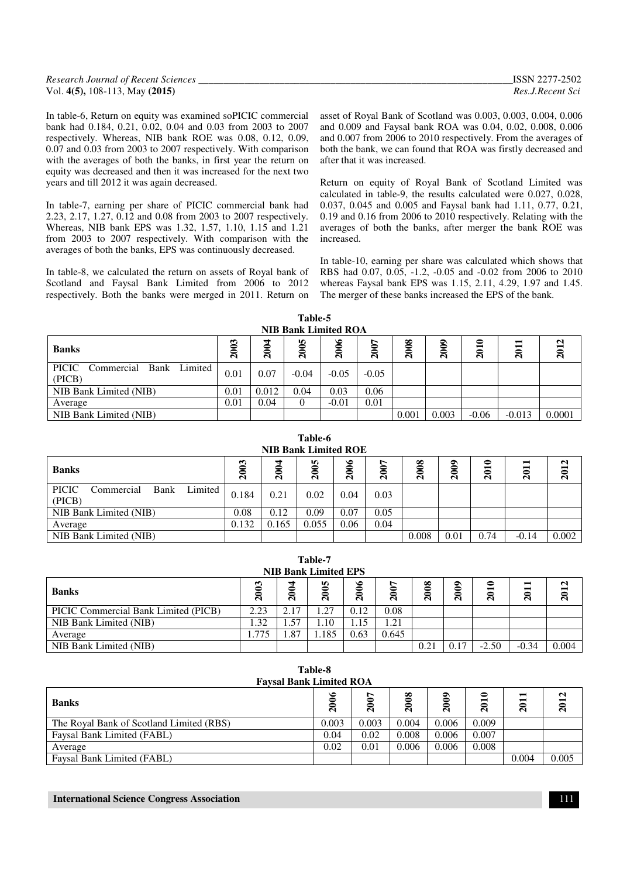In table-6, Return on equity was examined soPICIC commercial bank had 0.184, 0.21, 0.02, 0.04 and 0.03 from 2003 to 2007 respectively. Whereas, NIB bank ROE was 0.08, 0.12, 0.09, 0.07 and 0.03 from 2003 to 2007 respectively. With comparison with the averages of both the banks, in first year the return on equity was decreased and then it was increased for the next two years and till 2012 it was again decreased.

In table-7, earning per share of PICIC commercial bank had 2.23, 2.17, 1.27, 0.12 and 0.08 from 2003 to 2007 respectively. Whereas, NIB bank EPS was 1.32, 1.57, 1.10, 1.15 and 1.21 from 2003 to 2007 respectively. With comparison with the averages of both the banks, EPS was continuously decreased.

In table-8, we calculated the return on assets of Royal bank of Scotland and Faysal Bank Limited from 2006 to 2012 respectively. Both the banks were merged in 2011. Return on asset of Royal Bank of Scotland was 0.003, 0.003, 0.004, 0.006 and 0.009 and Faysal bank ROA was 0.04, 0.02, 0.008, 0.006 and 0.007 from 2006 to 2010 respectively. From the averages of both the bank, we can found that ROA was firstly decreased and after that it was increased.

Return on equity of Royal Bank of Scotland Limited was calculated in table-9, the results calculated were 0.027, 0.028, 0.037, 0.045 and 0.005 and Faysal bank had 1.11, 0.77, 0.21, 0.19 and 0.16 from 2006 to 2010 respectively. Relating with the averages of both the banks, after merger the bank ROE was increased.

In table-10, earning per share was calculated which shows that RBS had 0.07, 0.05, -1.2, -0.05 and -0.02 from 2006 to 2010 whereas Faysal bank EPS was 1.15, 2.11, 4.29, 1.97 and 1.45. The merger of these banks increased the EPS of the bank.

**Table-5**
**NIB Bank Limited ROA**

| Banks | 2003 | 2004 | 2005 | 2006 | 2007 | 2008 | 2009 | 2010 | 2011 | 2012 |
|---|---|---|---|---|---|---|---|---|---|---|
| PICIC Commercial Bank Limited (PICB) | 0.01 | 0.07 | -0.04 | -0.05 | -0.05 | | | | | |
| NIB Bank Limited (NIB) | 0.01 | 0.012 | 0.04 | 0.03 | 0.06 | | | | | |
| Average | 0.01 | 0.04 | 0 | -0.01 | 0.01 | | | | | |
| NIB Bank Limited (NIB) | | | | | | 0.001 | 0.003 | -0.06 | -0.013 | 0.0001 |

**Table-6**
**NIB Bank Limited ROE**

| Banks | 2003 | 2004 | 2005 | 2006 | 2007 | 2008 | 2009 | 2010 | 2011 | 2012 |
|---|---|---|---|---|---|---|---|---|---|---|
| PICIC Commercial Bank Limited (PICB) | 0.184 | 0.21 | 0.02 | 0.04 | 0.03 | | | | | |
| NIB Bank Limited (NIB) | 0.08 | 0.12 | 0.09 | 0.07 | 0.05 | | | | | |
| Average | 0.132 | 0.165 | 0.055 | 0.06 | 0.04 | | | | | |
| NIB Bank Limited (NIB) | | | | | | 0.008 | 0.01 | 0.74 | -0.14 | 0.002 |

**Table-7**
**NIB Bank Limited EPS**

| Banks | 2003 | 2004 | 2005 | 2006 | 2007 | 2008 | 2009 | 2010 | 2011 | 2012 |
|---|---|---|---|---|---|---|---|---|---|---|
| PICIC Commercial Bank Limited (PICB) | 2.23 | 2.17 | 1.27 | 0.12 | 0.08 | | | | | |
| NIB Bank Limited (NIB) | 1.32 | 1.57 | 1.10 | 1.15 | 1.21 | | | | | |
| Average | 1.775 | 1.87 | 1.185 | 0.63 | 0.645 | | | | | |
| NIB Bank Limited (NIB) | | | | | | 0.21 | 0.17 | -2.50 | -0.34 | 0.004 |

**Table-8**
**Faysal Bank Limited ROA**

| Banks | 2006 | 2007 | 2008 | 2009 | 2010 | 2011 | 2012 |
|---|---|---|---|---|---|---|---|
| The Royal Bank of Scotland Limited (RBS) | 0.003 | 0.003 | 0.004 | 0.006 | 0.009 | | |
| Faysal Bank Limited (FABL) | 0.04 | 0.02 | 0.008 | 0.006 | 0.007 | | |
| Average | 0.02 | 0.01 | 0.006 | 0.006 | 0.008 | | |
| Faysal Bank Limited (FABL) | | | | | | 0.004 | 0.005 |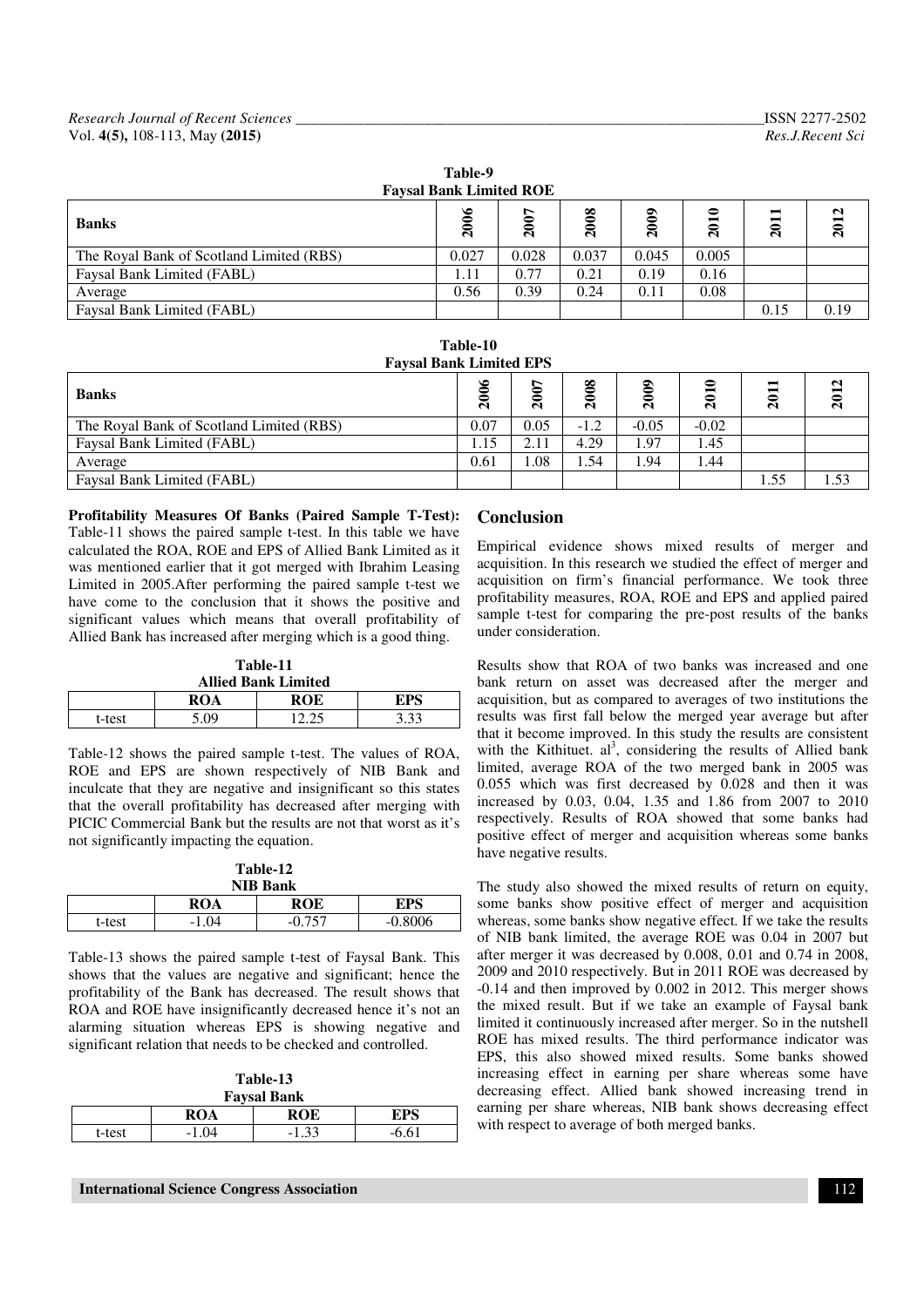**Table-9**
**Faysal Bank Limited ROE**

| Banks | 2006 | 2007 | 2008 | 2009 | 2010 | 2011 | 2012 |
|---|---|---|---|---|---|---|---|
| The Royal Bank of Scotland Limited (RBS) | 0.027 | 0.028 | 0.037 | 0.045 | 0.005 | | |
| Faysal Bank Limited (FABL) | 1.11 | 0.77 | 0.21 | 0.19 | 0.16 | | |
| Average | 0.56 | 0.39 | 0.24 | 0.11 | 0.08 | | |
| Faysal Bank Limited (FABL) | | | | | | 0.15 | 0.19 |

**Table-10**
**Faysal Bank Limited EPS**

| Banks | 2006 | 2007 | 2008 | 2009 | 2010 | 2011 | 2012 |
|---|---|---|---|---|---|---|---|
| The Royal Bank of Scotland Limited (RBS) | 0.07 | 0.05 | -1.2 | -0.05 | -0.02 | | |
| Faysal Bank Limited (FABL) | 1.15 | 2.11 | 4.29 | 1.97 | 1.45 | | |
| Average | 0.61 | 1.08 | 1.54 | 1.94 | 1.44 | | |
| Faysal Bank Limited (FABL) | | | | | | 1.55 | 1.53 |

**Profitability Measures Of Banks (Paired Sample T-Test):** Table-11 shows the paired sample t-test. In this table we have calculated the ROA, ROE and EPS of Allied Bank Limited as it was mentioned earlier that it got merged with Ibrahim Leasing Limited in 2005.After performing the paired sample t-test we have come to the conclusion that it shows the positive and significant values which means that overall profitability of Allied Bank has increased after merging which is a good thing.

**Table-11**
**Allied Bank Limited**

| | ROA | ROE | EPS |
|---|---|---|---|
| t-test | 5.09 | 12.25 | 3.33 |

Table-12 shows the paired sample t-test. The values of ROA, ROE and EPS are shown respectively of NIB Bank and inculcate that they are negative and insignificant so this states that the overall profitability has decreased after merging with PICIC Commercial Bank but the results are not that worst as it's not significantly impacting the equation.

**Table-12**
**NIB Bank**

| | ROA | ROE | EPS |
|---|---|---|---|
| t-test | -1.04 | -0.757 | -0.8006 |

Table-13 shows the paired sample t-test of Faysal Bank. This shows that the values are negative and significant; hence the profitability of the Bank has decreased. The result shows that ROA and ROE have insignificantly decreased hence it's not an alarming situation whereas EPS is showing negative and significant relation that needs to be checked and controlled.

**Table-13**
**Faysal Bank**

| | ROA | ROE | EPS |
|---|---|---|---|
| t-test | -1.04 | -1.33 | -6.61 |

## Conclusion

Empirical evidence shows mixed results of merger and acquisition. In this research we studied the effect of merger and acquisition on firm's financial performance. We took three profitability measures, ROA, ROE and EPS and applied paired sample t-test for comparing the pre-post results of the banks under consideration.

Results show that ROA of two banks was increased and one bank return on asset was decreased after the merger and acquisition, but as compared to averages of two institutions the results was first fall below the merged year average but after that it become improved. In this study the results are consistent with the Kithituet. al[3], considering the results of Allied bank limited, average ROA of the two merged bank in 2005 was 0.055 which was first decreased by 0.028 and then it was increased by 0.03, 0.04, 1.35 and 1.86 from 2007 to 2010 respectively. Results of ROA showed that some banks had positive effect of merger and acquisition whereas some banks have negative results.

The study also showed the mixed results of return on equity, some banks show positive effect of merger and acquisition whereas, some banks show negative effect. If we take the results of NIB bank limited, the average ROE was 0.04 in 2007 but after merger it was decreased by 0.008, 0.01 and 0.74 in 2008, 2009 and 2010 respectively. But in 2011 ROE was decreased by -0.14 and then improved by 0.002 in 2012. This merger shows the mixed result. But if we take an example of Faysal bank limited it continuously increased after merger. So in the nutshell ROE has mixed results. The third performance indicator was EPS, this also showed mixed results. Some banks showed increasing effect in earning per share whereas some have decreasing effect. Allied bank showed increasing trend in earning per share whereas, NIB bank shows decreasing effect with respect to average of both merged banks.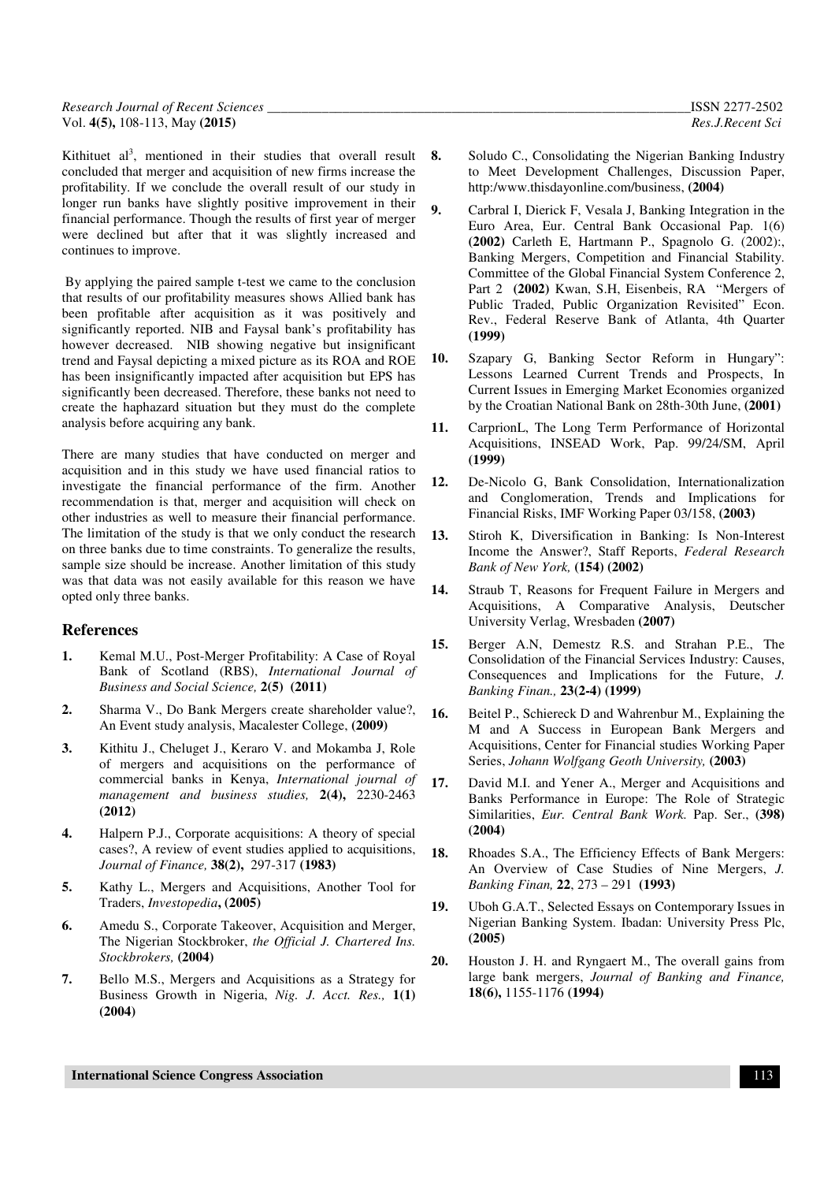Kithituet al[3], mentioned in their studies that overall result concluded that merger and acquisition of new firms increase the profitability. If we conclude the overall result of our study in longer run banks have slightly positive improvement in their financial performance. Though the results of first year of merger were declined but after that it was slightly increased and continues to improve.

By applying the paired sample t-test we came to the conclusion that results of our profitability measures shows Allied bank has been profitable after acquisition as it was positively and significantly reported. NIB and Faysal bank's profitability has however decreased. NIB showing negative but insignificant trend and Faysal depicting a mixed picture as its ROA and ROE has been insignificantly impacted after acquisition but EPS has significantly been decreased. Therefore, these banks not need to create the haphazard situation but they must do the complete analysis before acquiring any bank.

There are many studies that have conducted on merger and acquisition and in this study we have used financial ratios to investigate the financial performance of the firm. Another recommendation is that, merger and acquisition will check on other industries as well to measure their financial performance. The limitation of the study is that we only conduct the research on three banks due to time constraints. To generalize the results, sample size should be increase. Another limitation of this study was that data was not easily available for this reason we have opted only three banks.

## References

1. Kemal M.U., Post-Merger Profitability: A Case of Royal Bank of Scotland (RBS), *International Journal of Business and Social Science,* **2(5)** **(2011)**
2. Sharma V., Do Bank Mergers create shareholder value?, An Event study analysis, Macalester College, **(2009)**
3. Kithitu J., Cheluget J., Keraro V. and Mokamba J, Role of mergers and acquisitions on the performance of commercial banks in Kenya, *International journal of management and business studies,* **2(4),** 2230-2463 **(2012)**
4. Halpern P.J., Corporate acquisitions: A theory of special cases?, A review of event studies applied to acquisitions, *Journal of Finance,* **38(2),** 297-317 **(1983)**
5. Kathy L., Mergers and Acquisitions, Another Tool for Traders, *Investopedia***, (2005)**
6. Amedu S., Corporate Takeover, Acquisition and Merger, The Nigerian Stockbroker, *the Official J. Chartered Ins. Stockbrokers,* **(2004)**
7. Bello M.S., Mergers and Acquisitions as a Strategy for Business Growth in Nigeria, *Nig. J. Acct. Res.,* **1(1)** **(2004)**
8. Soludo C., Consolidating the Nigerian Banking Industry to Meet Development Challenges, Discussion Paper, http:/www.thisdayonline.com/business, **(2004)**
9. Carbral I, Dierick F, Vesala J, Banking Integration in the Euro Area, Eur. Central Bank Occasional Pap. 1(6) **(2002)** Carleth E, Hartmann P., Spagnolo G. (2002):, Banking Mergers, Competition and Financial Stability. Committee of the Global Financial System Conference 2, Part 2 **(2002)** Kwan, S.H, Eisenbeis, RA "Mergers of Public Traded, Public Organization Revisited" Econ. Rev., Federal Reserve Bank of Atlanta, 4th Quarter **(1999)**
10. Szapary G, Banking Sector Reform in Hungary": Lessons Learned Current Trends and Prospects, In Current Issues in Emerging Market Economies organized by the Croatian National Bank on 28th-30th June, **(2001)**
11. CarprionL, The Long Term Performance of Horizontal Acquisitions, INSEAD Work, Pap. 99/24/SM, April **(1999)**
12. De-Nicolo G, Bank Consolidation, Internationalization and Conglomeration, Trends and Implications for Financial Risks, IMF Working Paper 03/158, **(2003)**
13. Stiroh K, Diversification in Banking: Is Non-Interest Income the Answer?, Staff Reports, *Federal Research Bank of New York,* **(154)** **(2002)**
14. Straub T, Reasons for Frequent Failure in Mergers and Acquisitions, A Comparative Analysis, Deutscher University Verlag, Wresbaden **(2007)**
15. Berger A.N, Demestz R.S. and Strahan P.E., The Consolidation of the Financial Services Industry: Causes, Consequences and Implications for the Future, *J. Banking Finan.,* **23(2-4)** **(1999)**
16. Beitel P., Schiereck D and Wahrenbur M., Explaining the M and A Success in European Bank Mergers and Acquisitions, Center for Financial studies Working Paper Series, *Johann Wolfgang Geoth University,* **(2003)**
17. David M.I. and Yener A., Merger and Acquisitions and Banks Performance in Europe: The Role of Strategic Similarities, *Eur. Central Bank Work.* Pap. Ser., **(398)** **(2004)**
18. Rhoades S.A., The Efficiency Effects of Bank Mergers: An Overview of Case Studies of Nine Mergers, *J. Banking Finan,* **22**, 273 – 291 **(1993)**
19. Uboh G.A.T., Selected Essays on Contemporary Issues in Nigerian Banking System. Ibadan: University Press Plc, **(2005)**
20. Houston J. H. and Ryngaert M., The overall gains from large bank mergers, *Journal of Banking and Finance,* **18(6),** 1155-1176 **(1994)**